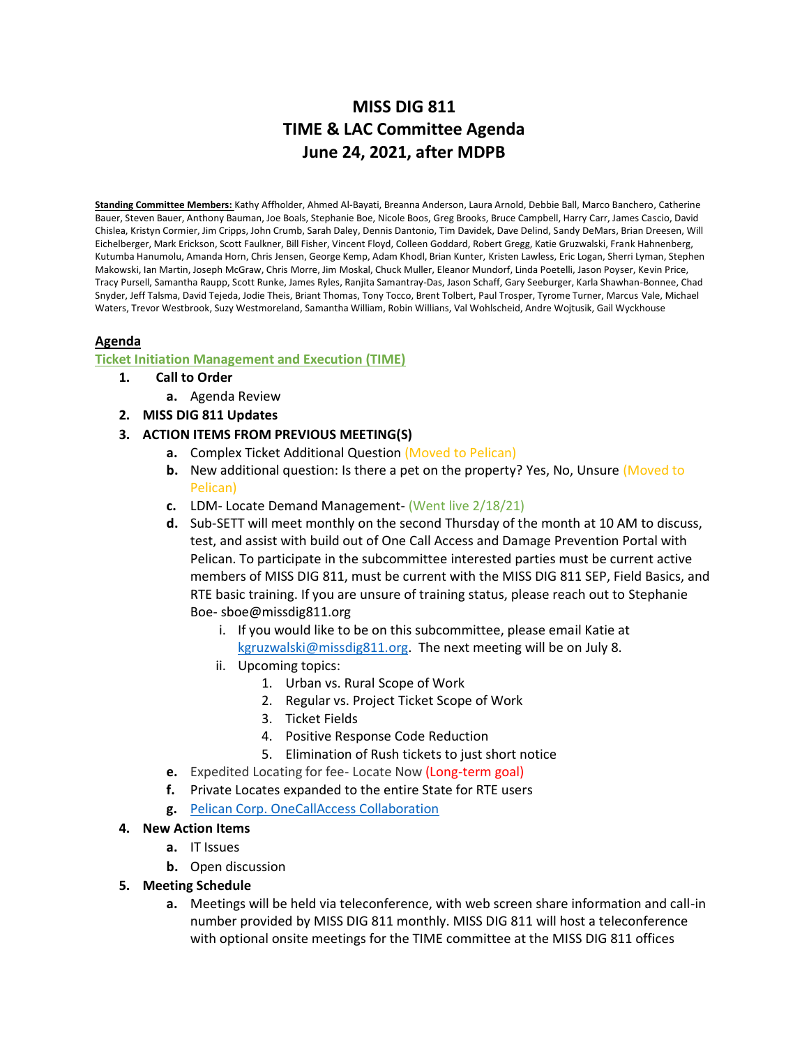# MISS DIG 811
# TIME & LAC Committee Agenda
# June 24, 2021, after MDPB

**Standing Committee Members:** Kathy Affholder, Ahmed Al-Bayati, Breanna Anderson, Laura Arnold, Debbie Ball, Marco Banchero, Catherine Bauer, Steven Bauer, Anthony Bauman, Joe Boals, Stephanie Boe, Nicole Boos, Greg Brooks, Bruce Campbell, Harry Carr, James Cascio, David Chislea, Kristyn Cormier, Jim Cripps, John Crumb, Sarah Daley, Dennis Dantonio, Tim Davidek, Dave Delind, Sandy DeMars, Brian Dreesen, Will Eichelberger, Mark Erickson, Scott Faulkner, Bill Fisher, Vincent Floyd, Colleen Goddard, Robert Gregg, Katie Gruzwalski, Frank Hahnenberg, Kutumba Hanumolu, Amanda Horn, Chris Jensen, George Kemp, Adam Khodl, Brian Kunter, Kristen Lawless, Eric Logan, Sherri Lyman, Stephen Makowski, Ian Martin, Joseph McGraw, Chris Morre, Jim Moskal, Chuck Muller, Eleanor Mundorf, Linda Poetelli, Jason Poyser, Kevin Price, Tracy Pursell, Samantha Raupp, Scott Runke, James Ryles, Ranjita Samantray-Das, Jason Schaff, Gary Seeburger, Karla Shawhan-Bonnee, Chad Snyder, Jeff Talsma, David Tejeda, Jodie Theis, Briant Thomas, Tony Tocco, Brent Tolbert, Paul Trosper, Tyrome Turner, Marcus Vale, Michael Waters, Trevor Westbrook, Suzy Westmoreland, Samantha William, Robin Willians, Val Wohlscheid, Andre Wojtusik, Gail Wyckhouse

## Agenda

### Ticket Initiation Management and Execution (TIME)

1. **Call to Order**
   a. Agenda Review
2. **MISS DIG 811 Updates**
3. **ACTION ITEMS FROM PREVIOUS MEETING(S)**
   a. Complex Ticket Additional Question (Moved to Pelican)
   b. New additional question: Is there a pet on the property? Yes, No, Unsure (Moved to Pelican)
   c. LDM- Locate Demand Management- (Went live 2/18/21)
   d. Sub-SETT will meet monthly on the second Thursday of the month at 10 AM to discuss, test, and assist with build out of One Call Access and Damage Prevention Portal with Pelican. To participate in the subcommittee interested parties must be current active members of MISS DIG 811, must be current with the MISS DIG 811 SEP, Field Basics, and RTE basic training. If you are unsure of training status, please reach out to Stephanie Boe- sboe@missdig811.org
      i. If you would like to be on this subcommittee, please email Katie at kgruzwalski@missdig811.org. The next meeting will be on July 8.
      ii. Upcoming topics:
         1. Urban vs. Rural Scope of Work
         2. Regular vs. Project Ticket Scope of Work
         3. Ticket Fields
         4. Positive Response Code Reduction
         5. Elimination of Rush tickets to just short notice
   e. Expedited Locating for fee- Locate Now (Long-term goal)
   f. Private Locates expanded to the entire State for RTE users
   g. Pelican Corp. OneCallAccess Collaboration
4. **New Action Items**
   a. IT Issues
   b. Open discussion
5. **Meeting Schedule**
   a. Meetings will be held via teleconference, with web screen share information and call-in number provided by MISS DIG 811 monthly. MISS DIG 811 will host a teleconference with optional onsite meetings for the TIME committee at the MISS DIG 811 offices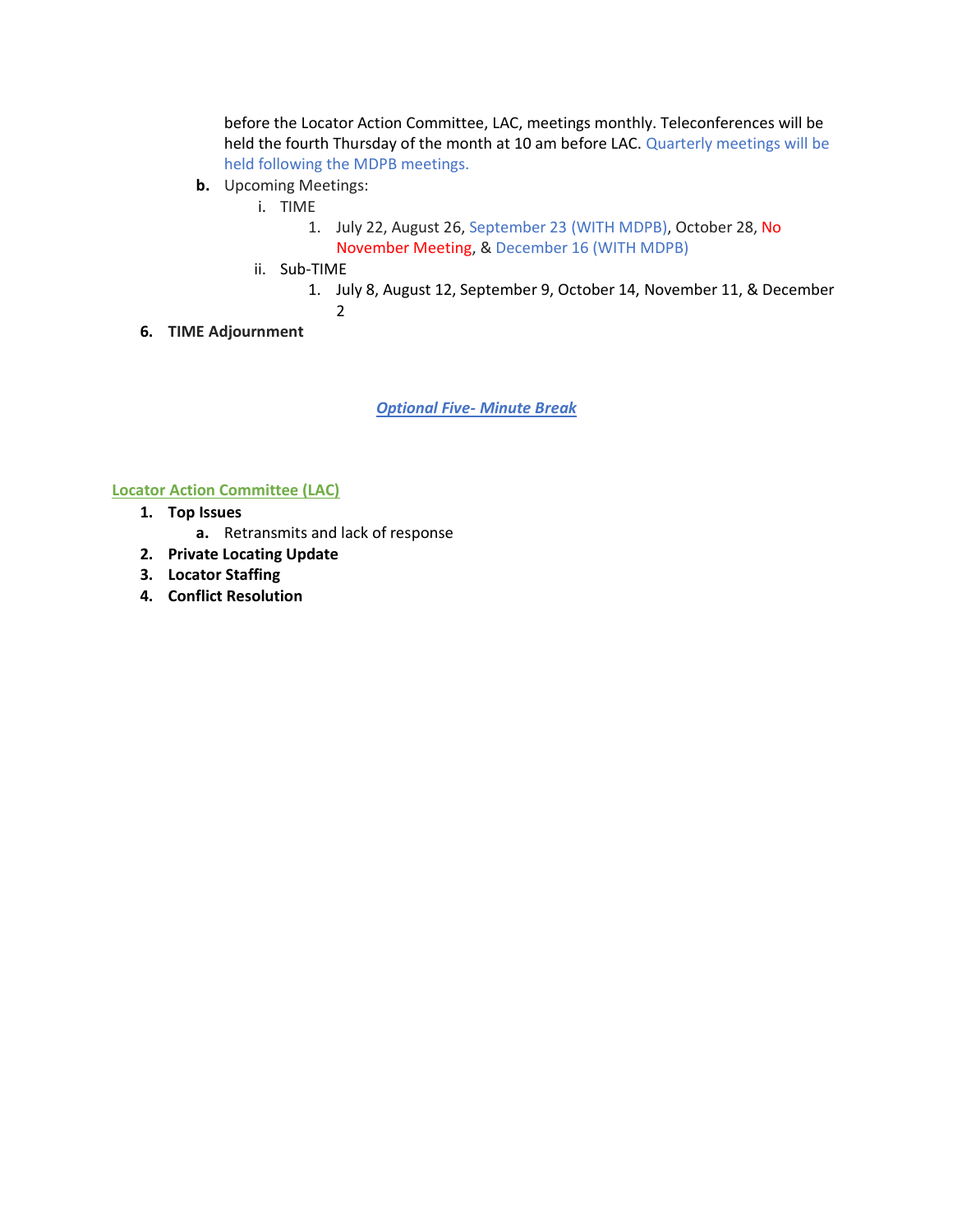before the Locator Action Committee, LAC, meetings monthly. Teleconferences will be held the fourth Thursday of the month at 10 am before LAC. Quarterly meetings will be held following the MDPB meetings.

   b. Upcoming Meetings:
      i. TIME
         1. July 22, August 26, September 23 (WITH MDPB), October 28, No November Meeting, & December 16 (WITH MDPB)
      ii. Sub-TIME
         1. July 8, August 12, September 9, October 14, November 11, & December 2

6. **TIME Adjournment**

***Optional Five- Minute Break***

## Locator Action Committee (LAC)

1. **Top Issues**
   a. Retransmits and lack of response
2. **Private Locating Update**
3. **Locator Staffing**
4. **Conflict Resolution**